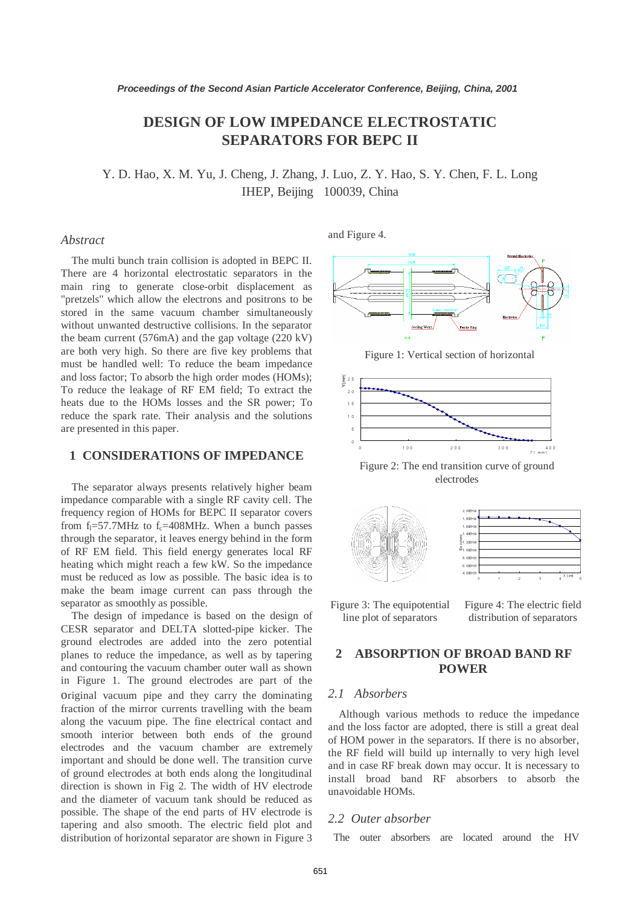# DESIGN OF LOW IMPEDANCE ELECTROSTATIC SEPARATORS FOR BEPC II

Y. D. Hao, X. M. Yu, J. Cheng, J. Zhang, J. Luo, Z. Y. Hao, S. Y. Chen, F. L. Long
IHEP, Beijing 100039, China

## *Abstract*

The multi bunch train collision is adopted in BEPC II. There are 4 horizontal electrostatic separators in the main ring to generate close-orbit displacement as "pretzels" which allow the electrons and positrons to be stored in the same vacuum chamber simultaneously without unwanted destructive collisions. In the separator the beam current (576mA) and the gap voltage (220 kV) are both very high. So there are five key problems that must be handled well: To reduce the beam impedance and loss factor; To absorb the high order modes (HOMs); To reduce the leakage of RF EM field; To extract the heats due to the HOMs losses and the SR power; To reduce the spark rate. Their analysis and the solutions are presented in this paper.

## 1 CONSIDERATIONS OF IMPEDANCE

The separator always presents relatively higher beam impedance comparable with a single RF cavity cell. The frequency region of HOMs for BEPC II separator covers from $f_l$=57.7MHz to $f_c$=408MHz. When a bunch passes through the separator, it leaves energy behind in the form of RF EM field. This field energy generates local RF heating which might reach a few kW. So the impedance must be reduced as low as possible. The basic idea is to make the beam image current can pass through the separator as smoothly as possible.

The design of impedance is based on the design of CESR separator and DELTA slotted-pipe kicker. The ground electrodes are added into the zero potential planes to reduce the impedance, as well as by tapering and contouring the vacuum chamber outer wall as shown in Figure 1. The ground electrodes are part of the original vacuum pipe and they carry the dominating fraction of the mirror currents travelling with the beam along the vacuum pipe. The fine electrical contact and smooth interior between both ends of the ground electrodes and the vacuum chamber are extremely important and should be done well. The transition curve of ground electrodes at both ends along the longitudinal direction is shown in Fig 2. The width of HV electrode and the diameter of vacuum tank should be reduced as possible. The shape of the end parts of HV electrode is tapering and also smooth. The electric field plot and distribution of horizontal separator are shown in Figure 3 and Figure 4.

Figure 1: Vertical section of horizontal

Figure 2: The end transition curve of ground electrodes

Figure 3: The equipotential line plot of separators

Figure 4: The electric field distribution of separators

## 2 ABSORPTION OF BROAD BAND RF POWER

### *2.1 Absorbers*

Although various methods to reduce the impedance and the loss factor are adopted, there is still a great deal of HOM power in the separators. If there is no absorber, the RF field will build up internally to very high level and in case RF break down may occur. It is necessary to install broad band RF absorbers to absorb the unavoidable HOMs.

### *2.2 Outer absorber*

The outer absorbers are located around the HV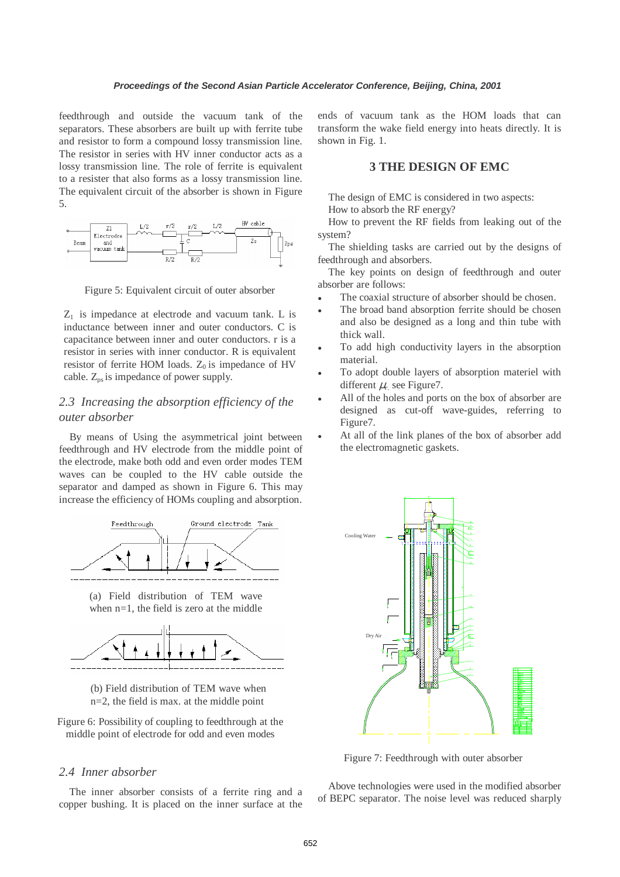feedthrough and outside the vacuum tank of the separators. These absorbers are built up with ferrite tube and resistor to form a compound lossy transmission line. The resistor in series with HV inner conductor acts as a lossy transmission line. The role of ferrite is equivalent to a resister that also forms as a lossy transmission line. The equivalent circuit of the absorber is shown in Figure 5.

Figure 5: Equivalent circuit of outer absorber

$Z_1$ is impedance at electrode and vacuum tank. L is inductance between inner and outer conductors. C is capacitance between inner and outer conductors. r is a resistor in series with inner conductor. R is equivalent resistor of ferrite HOM loads. $Z_0$ is impedance of HV cable. $Z_{ps}$ is impedance of power supply.

### *2.3 Increasing the absorption efficiency of the outer absorber*

By means of Using the asymmetrical joint between feedthrough and HV electrode from the middle point of the electrode, make both odd and even order modes TEM waves can be coupled to the HV cable outside the separator and damped as shown in Figure 6. This may increase the efficiency of HOMs coupling and absorption.

(a) Field distribution of TEM wave when n=1, the field is zero at the middle

(b) Field distribution of TEM wave when n=2, the field is max. at the middle point

Figure 6: Possibility of coupling to feedthrough at the middle point of electrode for odd and even modes

### *2.4 Inner absorber*

The inner absorber consists of a ferrite ring and a copper bushing. It is placed on the inner surface at the ends of vacuum tank as the HOM loads that can transform the wake field energy into heats directly. It is shown in Fig. 1.

## 3 THE DESIGN OF EMC

The design of EMC is considered in two aspects:

How to absorb the RF energy?

How to prevent the RF fields from leaking out of the system?

The shielding tasks are carried out by the designs of feedthrough and absorbers.

The key points on design of feedthrough and outer absorber are follows:

- The coaxial structure of absorber should be chosen.
- The broad band absorption ferrite should be chosen and also be designed as a long and thin tube with thick wall.
- To add high conductivity layers in the absorption material.
- To adopt double layers of absorption materiel with different $\mu_r$ see Figure7.
- All of the holes and ports on the box of absorber are designed as cut-off wave-guides, referring to Figure7.
- At all of the link planes of the box of absorber add the electromagnetic gaskets.

Figure 7: Feedthrough with outer absorber

Above technologies were used in the modified absorber of BEPC separator. The noise level was reduced sharply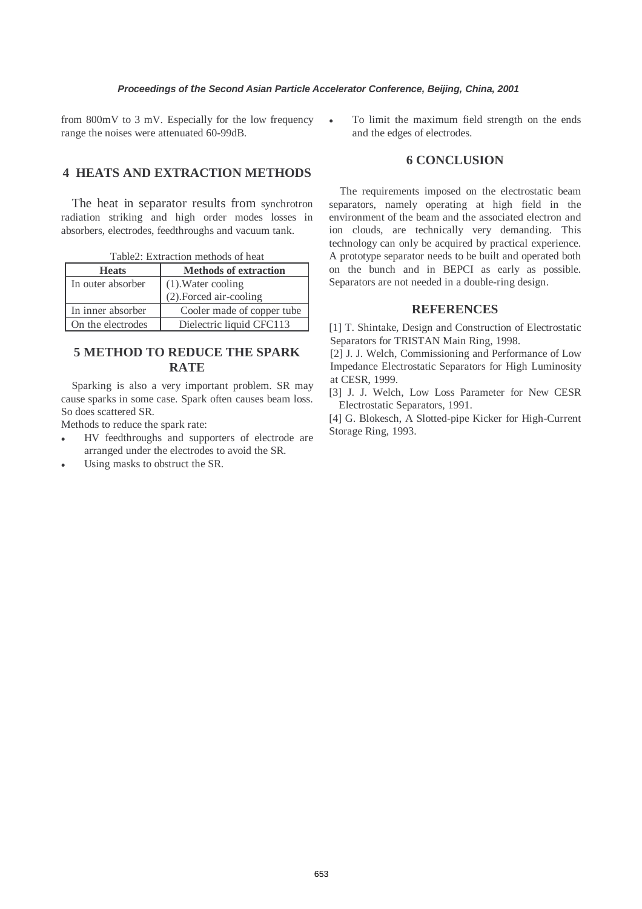from 800mV to 3 mV. Especially for the low frequency range the noises were attenuated 60-99dB.

## 4 HEATS AND EXTRACTION METHODS

The heat in separator results from synchrotron radiation striking and high order modes losses in absorbers, electrodes, feedthroughs and vacuum tank.

Table2: Extraction methods of heat

| Heats | Methods of extraction |
|---|---|
| In outer absorber | (1).Water cooling<br>(2).Forced air-cooling |
| In inner absorber | Cooler made of copper tube |
| On the electrodes | Dielectric liquid CFC113 |

## 5 METHOD TO REDUCE THE SPARK RATE

Sparking is also a very important problem. SR may cause sparks in some case. Spark often causes beam loss. So does scattered SR.

Methods to reduce the spark rate:

- HV feedthroughs and supporters of electrode are arranged under the electrodes to avoid the SR.
- Using masks to obstruct the SR.
- To limit the maximum field strength on the ends and the edges of electrodes.

## 6 CONCLUSION

The requirements imposed on the electrostatic beam separators, namely operating at high field in the environment of the beam and the associated electron and ion clouds, are technically very demanding. This technology can only be acquired by practical experience. A prototype separator needs to be built and operated both on the bunch and in BEPCI as early as possible. Separators are not needed in a double-ring design.

## REFERENCES

[1] T. Shintake, Design and Construction of Electrostatic Separators for TRISTAN Main Ring, 1998.

[2] J. J. Welch, Commissioning and Performance of Low Impedance Electrostatic Separators for High Luminosity at CESR, 1999.

[3] J. J. Welch, Low Loss Parameter for New CESR Electrostatic Separators, 1991.

[4] G. Blokesch, A Slotted-pipe Kicker for High-Current Storage Ring, 1993.